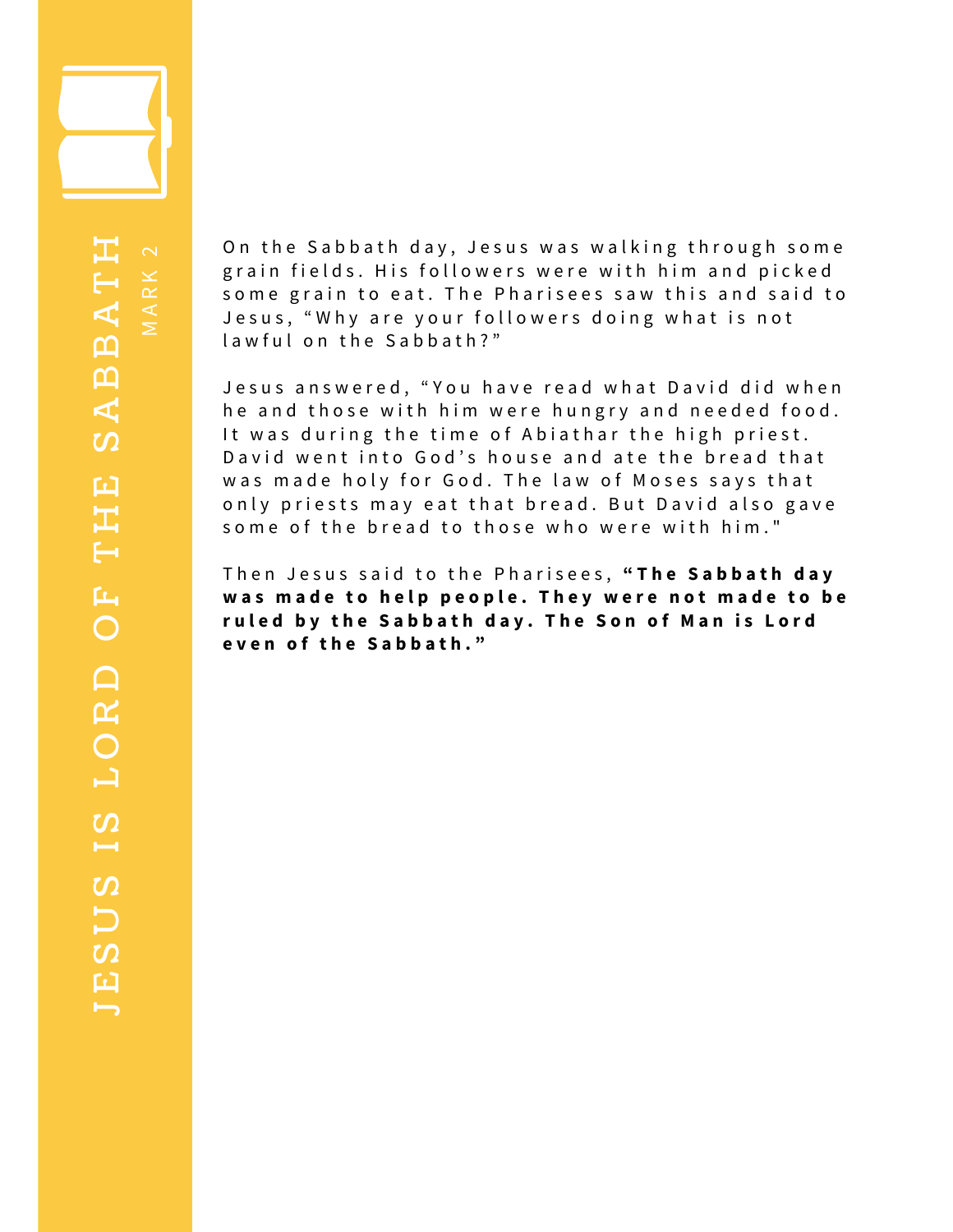# JESUS IS LORD OF THE SABBATH

## MARK 2

On the Sabbath day, Jesus was walking through some grain fields. His followers were with him and picked some grain to eat. The Pharisees saw this and said to Jesus, “Why are your followers doing what is not lawful on the Sabbath?”

Jesus answered, “You have read what David did when he and those with him were hungry and needed food. It was during the time of Abiathar the high priest. David went into God’s house and ate the bread that was made holy for God. The law of Moses says that only priests may eat that bread. But David also gave some of the bread to those who were with him."

Then Jesus said to the Pharisees, **“The Sabbath day was made to help people. They were not made to be ruled by the Sabbath day. The Son of Man is Lord even of the Sabbath.”**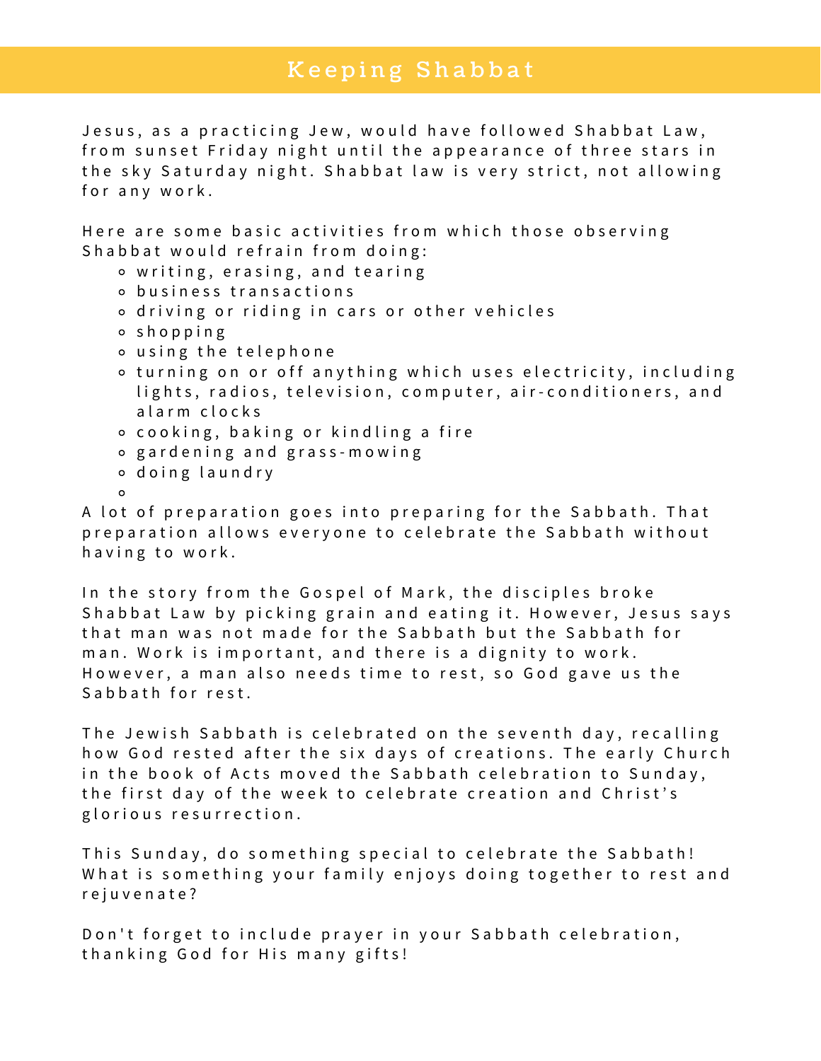# Keeping Shabbat

Jesus, as a practicing Jew, would have followed Shabbat Law, from sunset Friday night until the appearance of three stars in the sky Saturday night. Shabbat law is very strict, not allowing for any work.

Here are some basic activities from which those observing Shabbat would refrain from doing:

- writing, erasing, and tearing
- business transactions
- driving or riding in cars or other vehicles
- shopping
- using the telephone
- turning on or off anything which uses electricity, including lights, radios, television, computer, air-conditioners, and alarm clocks
- cooking, baking or kindling a fire
- gardening and grass-mowing
- doing laundry

A lot of preparation goes into preparing for the Sabbath. That preparation allows everyone to celebrate the Sabbath without having to work.

In the story from the Gospel of Mark, the disciples broke Shabbat Law by picking grain and eating it. However, Jesus says that man was not made for the Sabbath but the Sabbath for man. Work is important, and there is a dignity to work. However, a man also needs time to rest, so God gave us the Sabbath for rest.

The Jewish Sabbath is celebrated on the seventh day, recalling how God rested after the six days of creations. The early Church in the book of Acts moved the Sabbath celebration to Sunday, the first day of the week to celebrate creation and Christ's glorious resurrection.

This Sunday, do something special to celebrate the Sabbath! What is something your family enjoys doing together to rest and rejuvenate?

Don't forget to include prayer in your Sabbath celebration, thanking God for His many gifts!